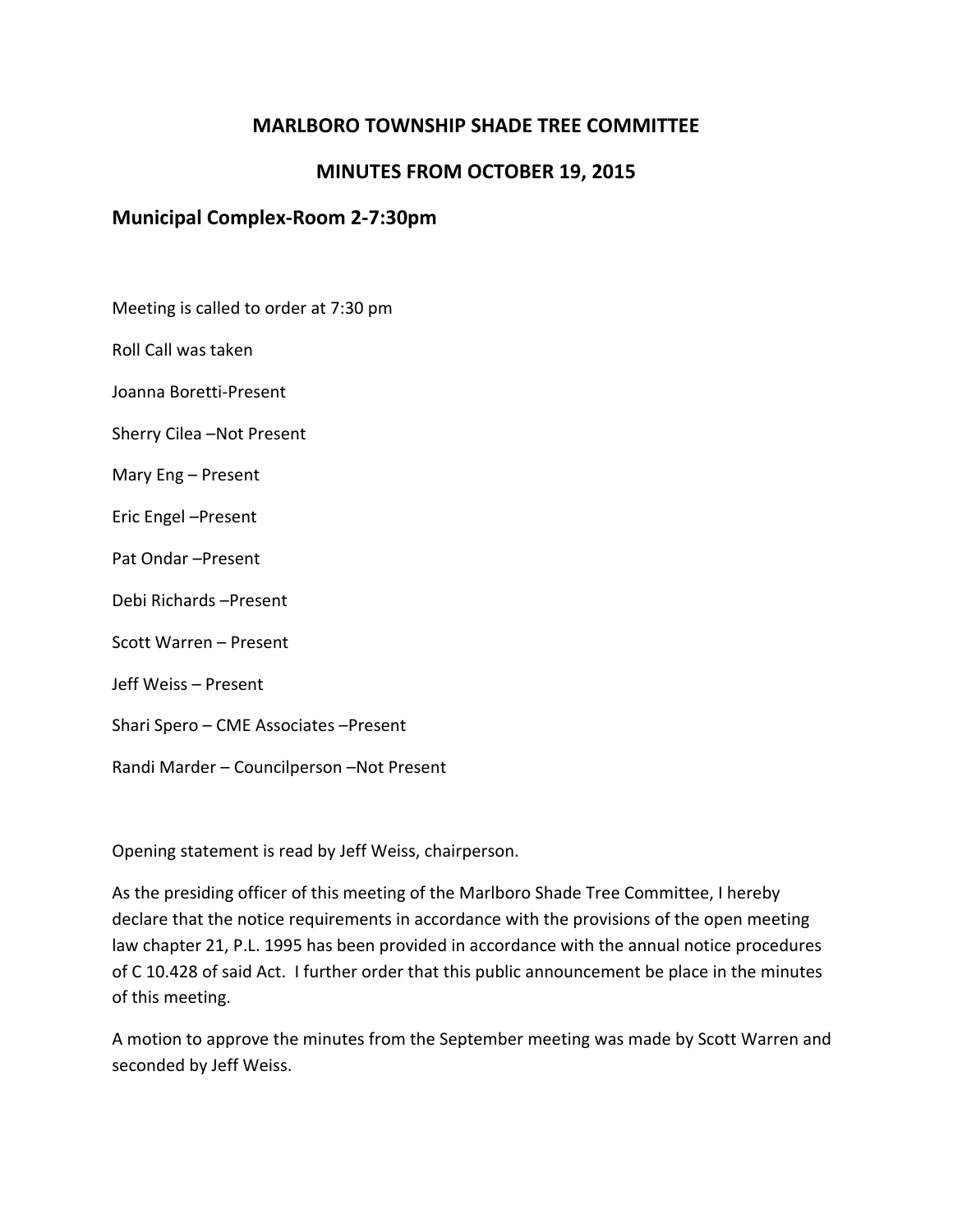# MARLBORO TOWNSHIP SHADE TREE COMMITTEE

## MINUTES FROM OCTOBER 19, 2015

### Municipal Complex-Room 2-7:30pm

Meeting is called to order at 7:30 pm

Roll Call was taken

Joanna Boretti-Present

Sherry Cilea –Not Present

Mary Eng – Present

Eric Engel –Present

Pat Ondar –Present

Debi Richards –Present

Scott Warren – Present

Jeff Weiss – Present

Shari Spero – CME Associates –Present

Randi Marder – Councilperson –Not Present

Opening statement is read by Jeff Weiss, chairperson.

As the presiding officer of this meeting of the Marlboro Shade Tree Committee, I hereby declare that the notice requirements in accordance with the provisions of the open meeting law chapter 21, P.L. 1995 has been provided in accordance with the annual notice procedures of C 10.428 of said Act. I further order that this public announcement be place in the minutes of this meeting.

A motion to approve the minutes from the September meeting was made by Scott Warren and seconded by Jeff Weiss.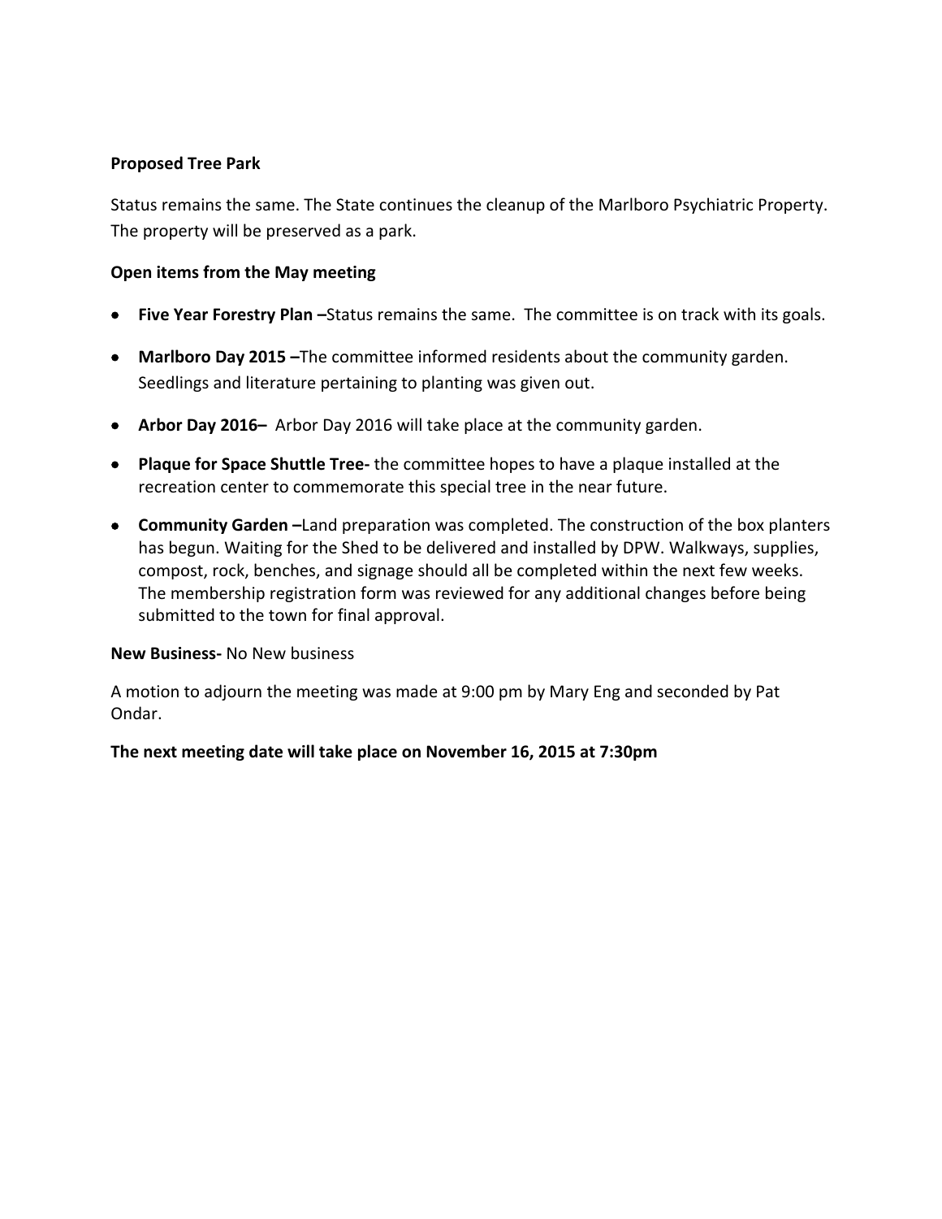**Proposed Tree Park**

Status remains the same. The State continues the cleanup of the Marlboro Psychiatric Property. The property will be preserved as a park.

**Open items from the May meeting**

- **Five Year Forestry Plan –**Status remains the same. The committee is on track with its goals.
- **Marlboro Day 2015 –**The committee informed residents about the community garden. Seedlings and literature pertaining to planting was given out.
- **Arbor Day 2016–** Arbor Day 2016 will take place at the community garden.
- **Plaque for Space Shuttle Tree-** the committee hopes to have a plaque installed at the recreation center to commemorate this special tree in the near future.
- **Community Garden –**Land preparation was completed. The construction of the box planters has begun. Waiting for the Shed to be delivered and installed by DPW. Walkways, supplies, compost, rock, benches, and signage should all be completed within the next few weeks. The membership registration form was reviewed for any additional changes before being submitted to the town for final approval.

**New Business-** No New business

A motion to adjourn the meeting was made at 9:00 pm by Mary Eng and seconded by Pat Ondar.

**The next meeting date will take place on November 16, 2015 at 7:30pm**